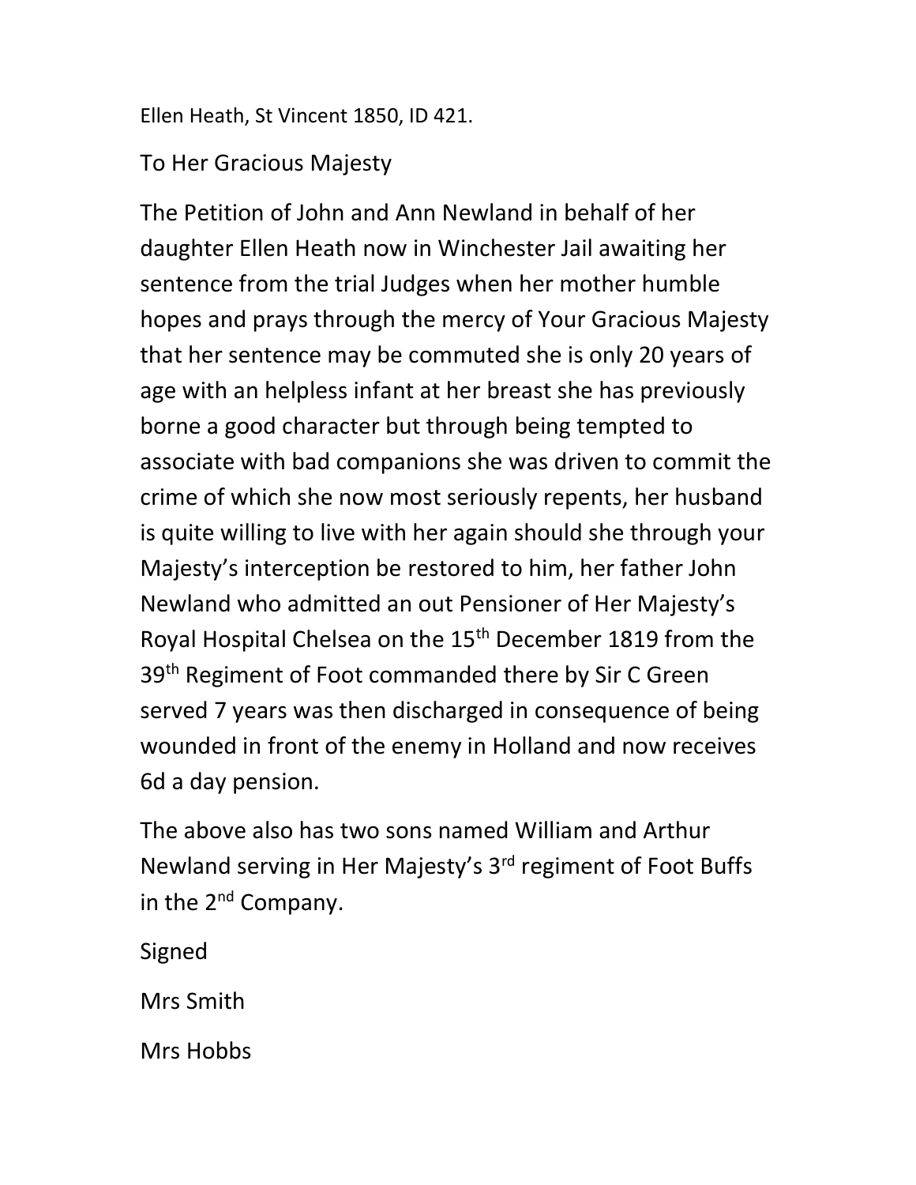Ellen Heath, St Vincent 1850, ID 421.

To Her Gracious Majesty

The Petition of John and Ann Newland in behalf of her daughter Ellen Heath now in Winchester Jail awaiting her sentence from the trial Judges when her mother humble hopes and prays through the mercy of Your Gracious Majesty that her sentence may be commuted she is only 20 years of age with an helpless infant at her breast she has previously borne a good character but through being tempted to associate with bad companions she was driven to commit the crime of which she now most seriously repents, her husband is quite willing to live with her again should she through your Majesty's interception be restored to him, her father John Newland who admitted an out Pensioner of Her Majesty's Royal Hospital Chelsea on the 15th December 1819 from the 39th Regiment of Foot commanded there by Sir C Green served 7 years was then discharged in consequence of being wounded in front of the enemy in Holland and now receives 6d a day pension.

The above also has two sons named William and Arthur Newland serving in Her Majesty's 3rd regiment of Foot Buffs in the 2nd Company.

Signed

Mrs Smith

Mrs Hobbs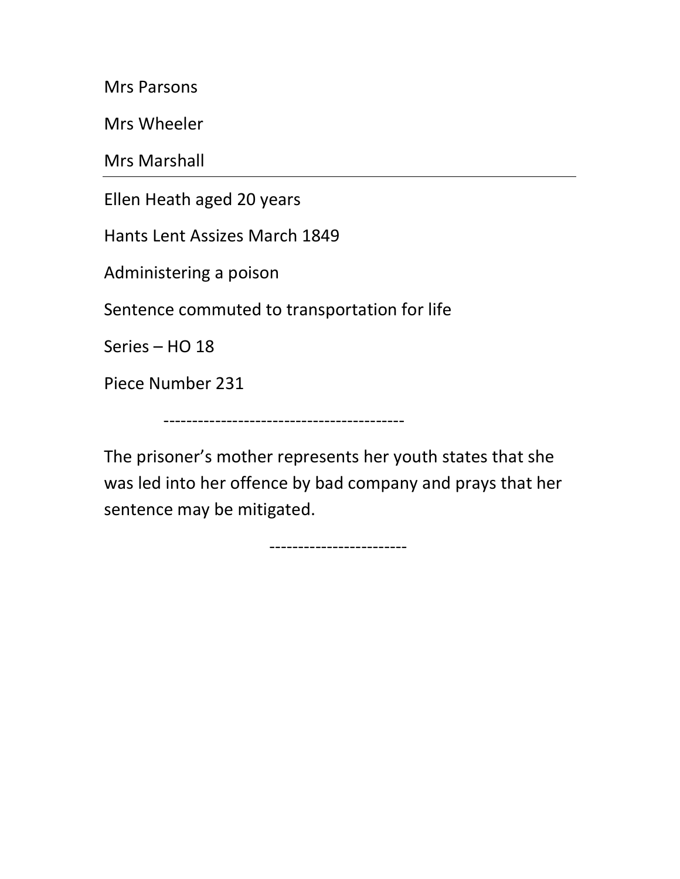Mrs Parsons

Mrs Wheeler

Mrs Marshall

---

Ellen Heath aged 20 years

Hants Lent Assizes March 1849

Administering a poison

Sentence commuted to transportation for life

Series – HO 18

Piece Number 231

------------------------------------------

The prisoner's mother represents her youth states that she was led into her offence by bad company and prays that her sentence may be mitigated.

------------------------